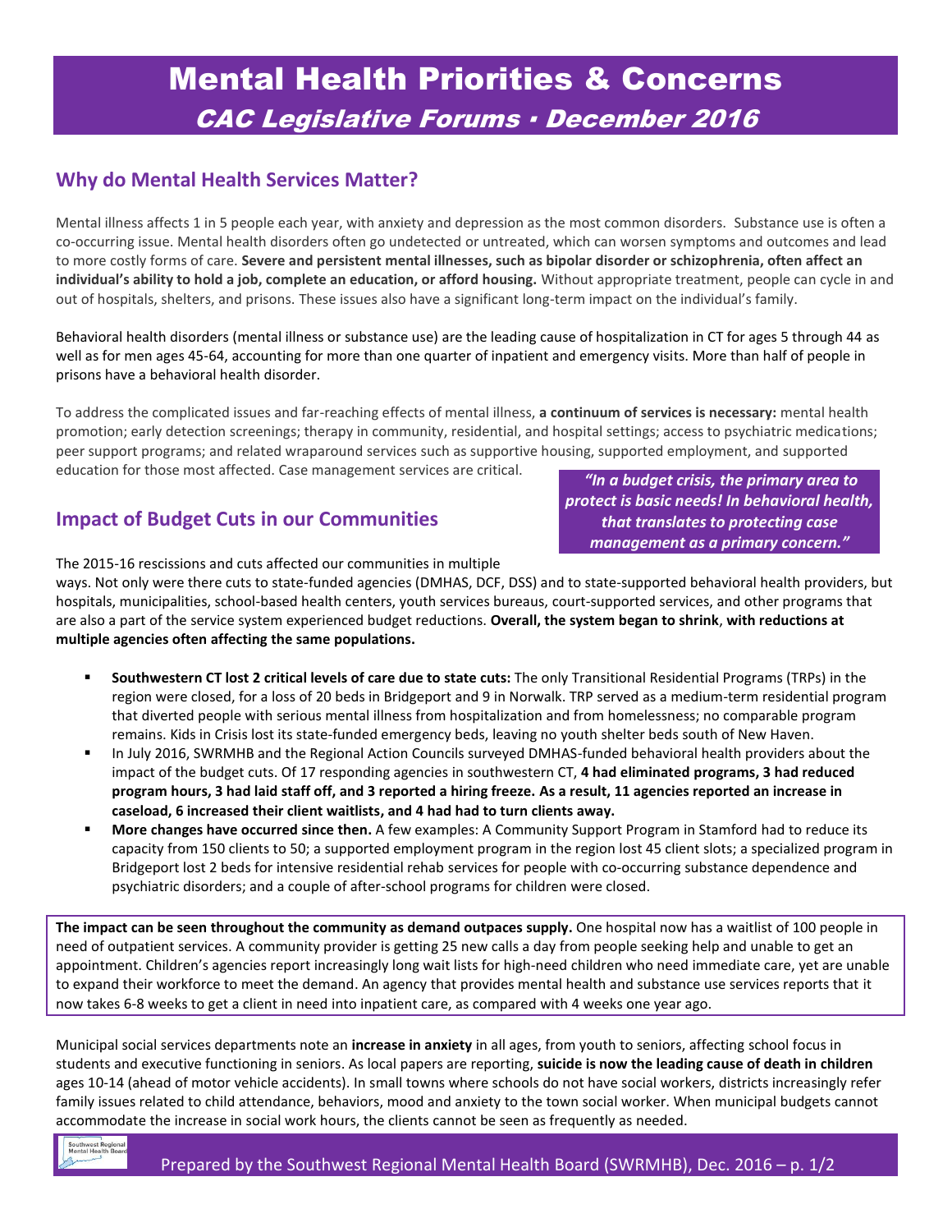# Mental Health Priorities & Concerns

## *CAC Legislative Forums · December 2016*

## Why do Mental Health Services Matter?

Mental illness affects 1 in 5 people each year, with anxiety and depression as the most common disorders. Substance use is often a co-occurring issue. Mental health disorders often go undetected or untreated, which can worsen symptoms and outcomes and lead to more costly forms of care. **Severe and persistent mental illnesses, such as bipolar disorder or schizophrenia, often affect an individual's ability to hold a job, complete an education, or afford housing.** Without appropriate treatment, people can cycle in and out of hospitals, shelters, and prisons. These issues also have a significant long-term impact on the individual's family.

Behavioral health disorders (mental illness or substance use) are the leading cause of hospitalization in CT for ages 5 through 44 as well as for men ages 45-64, accounting for more than one quarter of inpatient and emergency visits. More than half of people in prisons have a behavioral health disorder.

To address the complicated issues and far-reaching effects of mental illness, **a continuum of services is necessary:** mental health promotion; early detection screenings; therapy in community, residential, and hospital settings; access to psychiatric medications; peer support programs; and related wraparound services such as supportive housing, supported employment, and supported education for those most affected. Case management services are critical.

> ***"In a budget crisis, the primary area to protect is basic needs! In behavioral health, that translates to protecting case management as a primary concern."***

## Impact of Budget Cuts in our Communities

The 2015-16 rescissions and cuts affected our communities in multiple ways. Not only were there cuts to state-funded agencies (DMHAS, DCF, DSS) and to state-supported behavioral health providers, but hospitals, municipalities, school-based health centers, youth services bureaus, court-supported services, and other programs that are also a part of the service system experienced budget reductions. **Overall, the system began to shrink**, **with reductions at multiple agencies often affecting the same populations.**

- **Southwestern CT lost 2 critical levels of care due to state cuts:** The only Transitional Residential Programs (TRPs) in the region were closed, for a loss of 20 beds in Bridgeport and 9 in Norwalk. TRP served as a medium-term residential program that diverted people with serious mental illness from hospitalization and from homelessness; no comparable program remains. Kids in Crisis lost its state-funded emergency beds, leaving no youth shelter beds south of New Haven.
- In July 2016, SWRMHB and the Regional Action Councils surveyed DMHAS-funded behavioral health providers about the impact of the budget cuts. Of 17 responding agencies in southwestern CT, **4 had eliminated programs, 3 had reduced program hours, 3 had laid staff off, and 3 reported a hiring freeze. As a result, 11 agencies reported an increase in caseload, 6 increased their client waitlists, and 4 had had to turn clients away.**
- **More changes have occurred since then.** A few examples: A Community Support Program in Stamford had to reduce its capacity from 150 clients to 50; a supported employment program in the region lost 45 client slots; a specialized program in Bridgeport lost 2 beds for intensive residential rehab services for people with co-occurring substance dependence and psychiatric disorders; and a couple of after-school programs for children were closed.

**The impact can be seen throughout the community as demand outpaces supply.** One hospital now has a waitlist of 100 people in need of outpatient services. A community provider is getting 25 new calls a day from people seeking help and unable to get an appointment. Children's agencies report increasingly long wait lists for high-need children who need immediate care, yet are unable to expand their workforce to meet the demand. An agency that provides mental health and substance use services reports that it now takes 6-8 weeks to get a client in need into inpatient care, as compared with 4 weeks one year ago.

Municipal social services departments note an **increase in anxiety** in all ages, from youth to seniors, affecting school focus in students and executive functioning in seniors. As local papers are reporting, **suicide is now the leading cause of death in children** ages 10-14 (ahead of motor vehicle accidents). In small towns where schools do not have social workers, districts increasingly refer family issues related to child attendance, behaviors, mood and anxiety to the town social worker. When municipal budgets cannot accommodate the increase in social work hours, the clients cannot be seen as frequently as needed.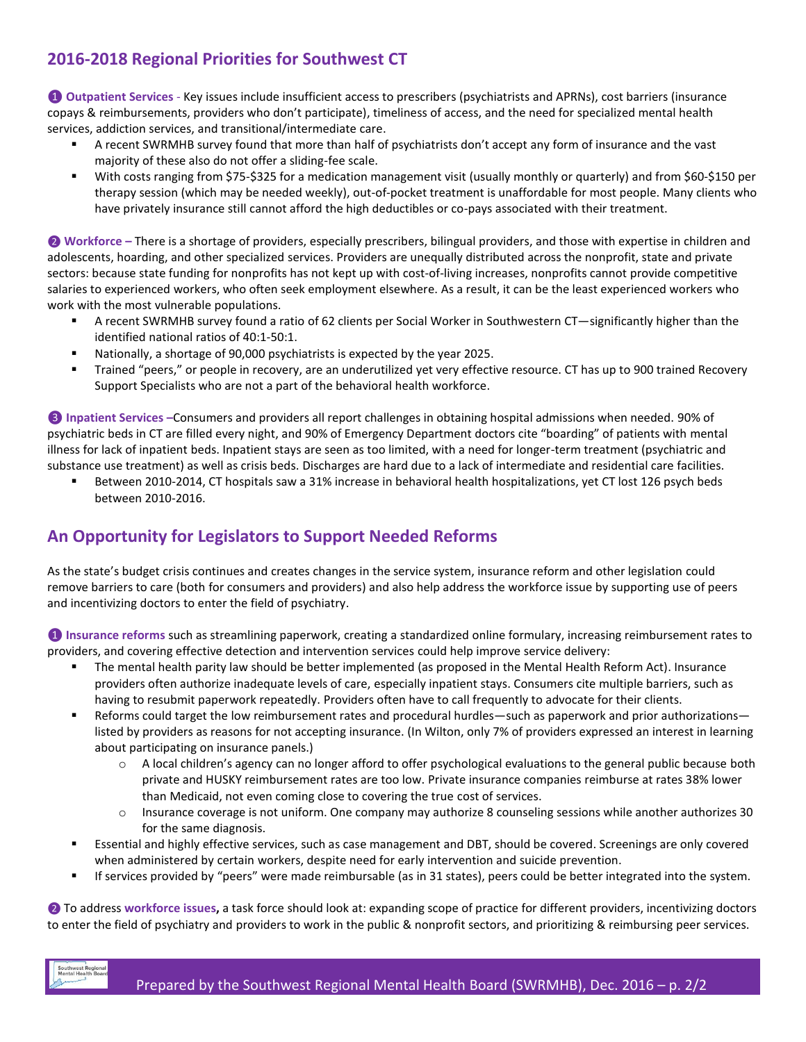## 2016-2018 Regional Priorities for Southwest CT

❶ **Outpatient Services** - Key issues include insufficient access to prescribers (psychiatrists and APRNs), cost barriers (insurance copays & reimbursements, providers who don't participate), timeliness of access, and the need for specialized mental health services, addiction services, and transitional/intermediate care.

- A recent SWRMHB survey found that more than half of psychiatrists don't accept any form of insurance and the vast majority of these also do not offer a sliding-fee scale.
- With costs ranging from $75-$325 for a medication management visit (usually monthly or quarterly) and from $60-$150 per therapy session (which may be needed weekly), out-of-pocket treatment is unaffordable for most people. Many clients who have privately insurance still cannot afford the high deductibles or co-pays associated with their treatment.

❷ **Workforce –** There is a shortage of providers, especially prescribers, bilingual providers, and those with expertise in children and adolescents, hoarding, and other specialized services. Providers are unequally distributed across the nonprofit, state and private sectors: because state funding for nonprofits has not kept up with cost-of-living increases, nonprofits cannot provide competitive salaries to experienced workers, who often seek employment elsewhere. As a result, it can be the least experienced workers who work with the most vulnerable populations.

- A recent SWRMHB survey found a ratio of 62 clients per Social Worker in Southwestern CT—significantly higher than the identified national ratios of 40:1-50:1.
- Nationally, a shortage of 90,000 psychiatrists is expected by the year 2025.
- Trained "peers," or people in recovery, are an underutilized yet very effective resource. CT has up to 900 trained Recovery Support Specialists who are not a part of the behavioral health workforce.

❸ **Inpatient Services –** Consumers and providers all report challenges in obtaining hospital admissions when needed. 90% of psychiatric beds in CT are filled every night, and 90% of Emergency Department doctors cite "boarding" of patients with mental illness for lack of inpatient beds. Inpatient stays are seen as too limited, with a need for longer-term treatment (psychiatric and substance use treatment) as well as crisis beds. Discharges are hard due to a lack of intermediate and residential care facilities.

- Between 2010-2014, CT hospitals saw a 31% increase in behavioral health hospitalizations, yet CT lost 126 psych beds between 2010-2016.

## An Opportunity for Legislators to Support Needed Reforms

As the state's budget crisis continues and creates changes in the service system, insurance reform and other legislation could remove barriers to care (both for consumers and providers) and also help address the workforce issue by supporting use of peers and incentivizing doctors to enter the field of psychiatry.

❶ **Insurance reforms** such as streamlining paperwork, creating a standardized online formulary, increasing reimbursement rates to providers, and covering effective detection and intervention services could help improve service delivery:

- The mental health parity law should be better implemented (as proposed in the Mental Health Reform Act). Insurance providers often authorize inadequate levels of care, especially inpatient stays. Consumers cite multiple barriers, such as having to resubmit paperwork repeatedly. Providers often have to call frequently to advocate for their clients.
- Reforms could target the low reimbursement rates and procedural hurdles—such as paperwork and prior authorizations—listed by providers as reasons for not accepting insurance. (In Wilton, only 7% of providers expressed an interest in learning about participating on insurance panels.)
    - A local children's agency can no longer afford to offer psychological evaluations to the general public because both private and HUSKY reimbursement rates are too low. Private insurance companies reimburse at rates 38% lower than Medicaid, not even coming close to covering the true cost of services.
    - Insurance coverage is not uniform. One company may authorize 8 counseling sessions while another authorizes 30 for the same diagnosis.
- Essential and highly effective services, such as case management and DBT, should be covered. Screenings are only covered when administered by certain workers, despite need for early intervention and suicide prevention.
- If services provided by "peers" were made reimbursable (as in 31 states), peers could be better integrated into the system.

❷ To address **workforce issues,** a task force should look at: expanding scope of practice for different providers, incentivizing doctors to enter the field of psychiatry and providers to work in the public & nonprofit sectors, and prioritizing & reimbursing peer services.

Prepared by the Southwest Regional Mental Health Board (SWRMHB), Dec. 2016